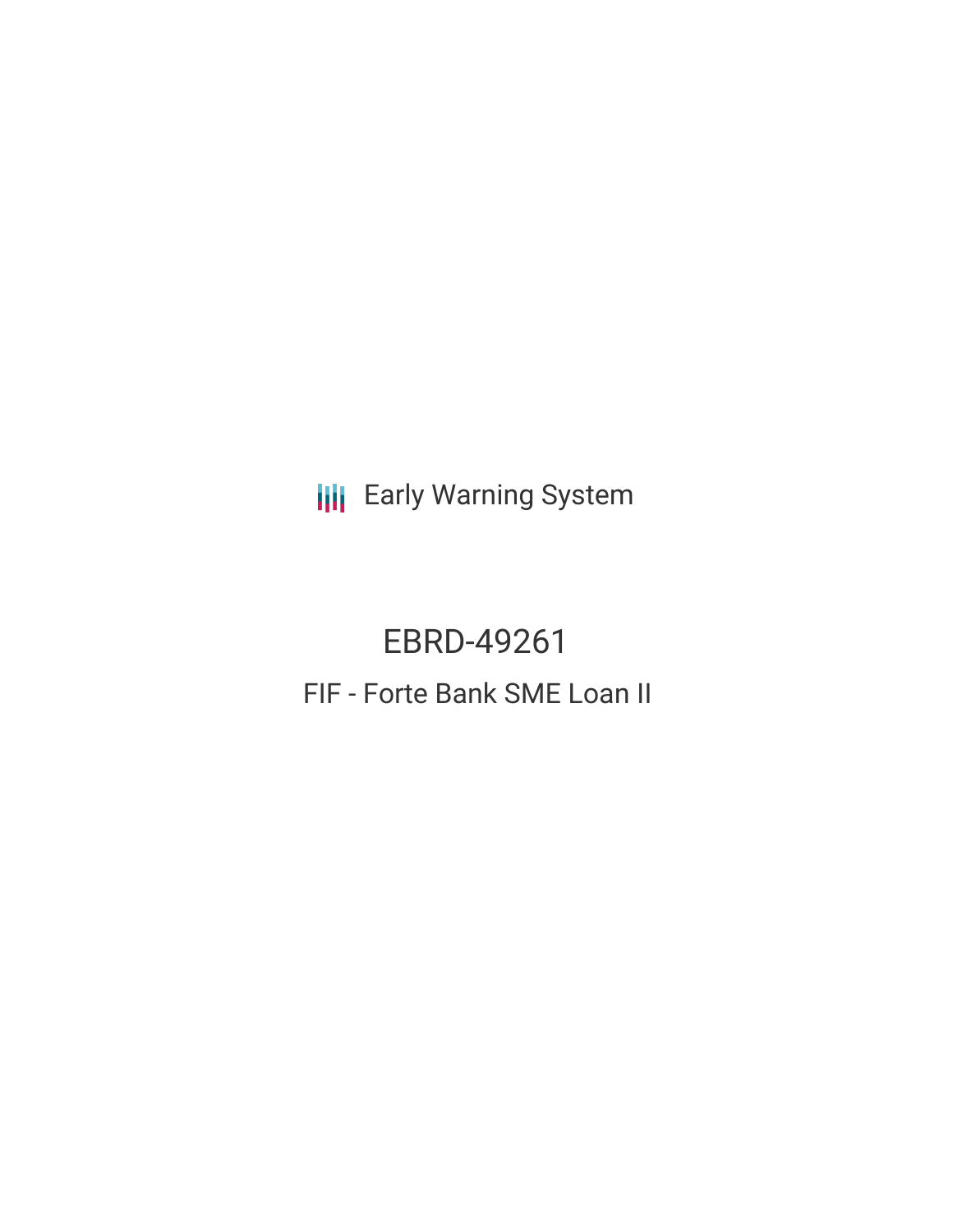Early Warning System

# EBRD-49261

## FIF - Forte Bank SME Loan II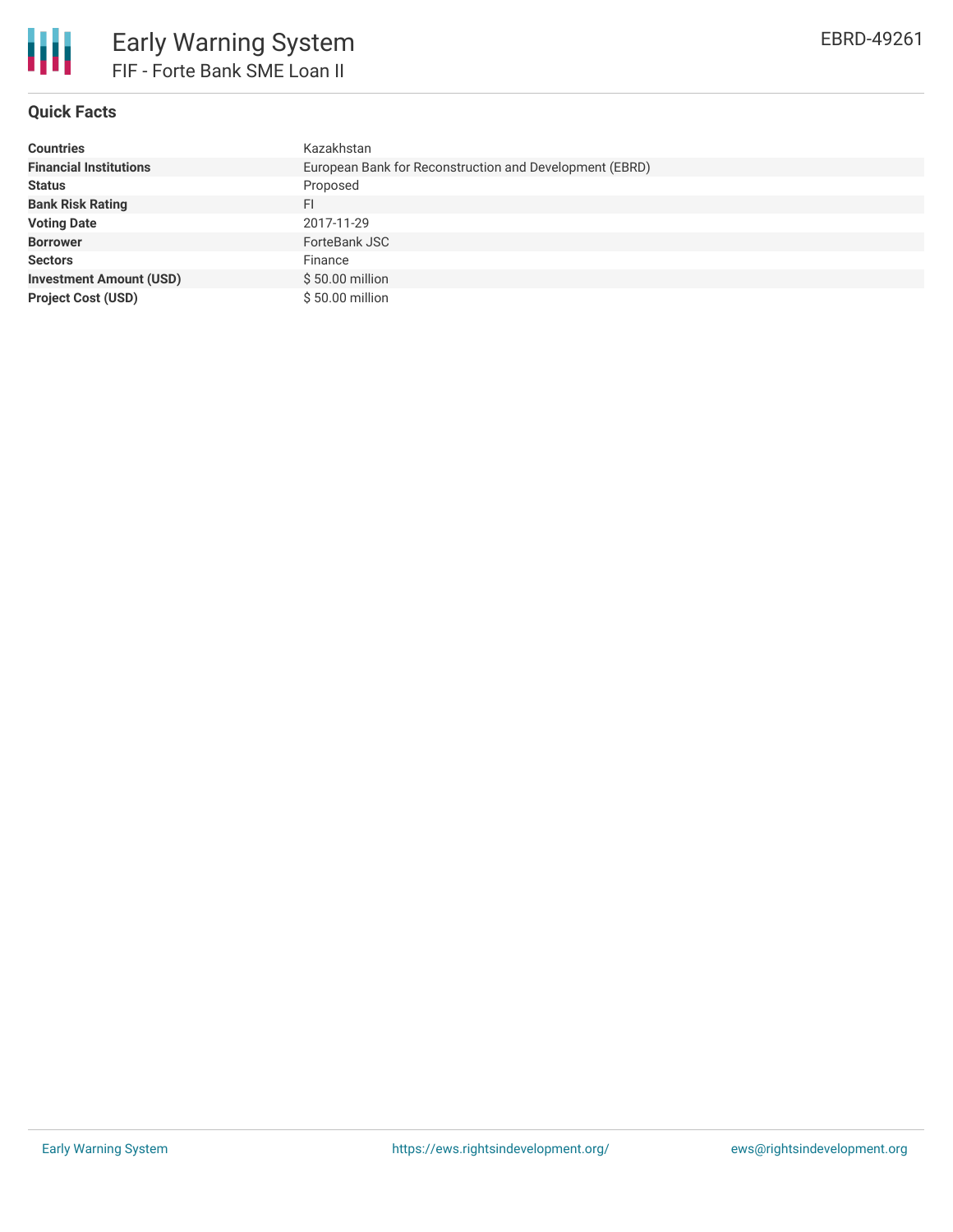## Quick Facts

| | |
|---|---|
| **Countries** | Kazakhstan |
| **Financial Institutions** | European Bank for Reconstruction and Development (EBRD) |
| **Status** | Proposed |
| **Bank Risk Rating** | FI |
| **Voting Date** | 2017-11-29 |
| **Borrower** | ForteBank JSC |
| **Sectors** | Finance |
| **Investment Amount (USD)** | $ 50.00 million |
| **Project Cost (USD)** | $ 50.00 million |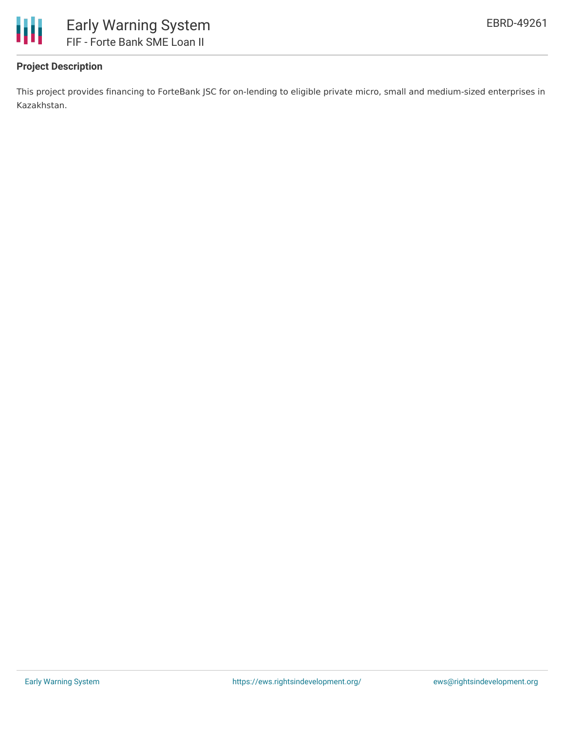### Project Description

This project provides financing to ForteBank JSC for on-lending to eligible private micro, small and medium-sized enterprises in Kazakhstan.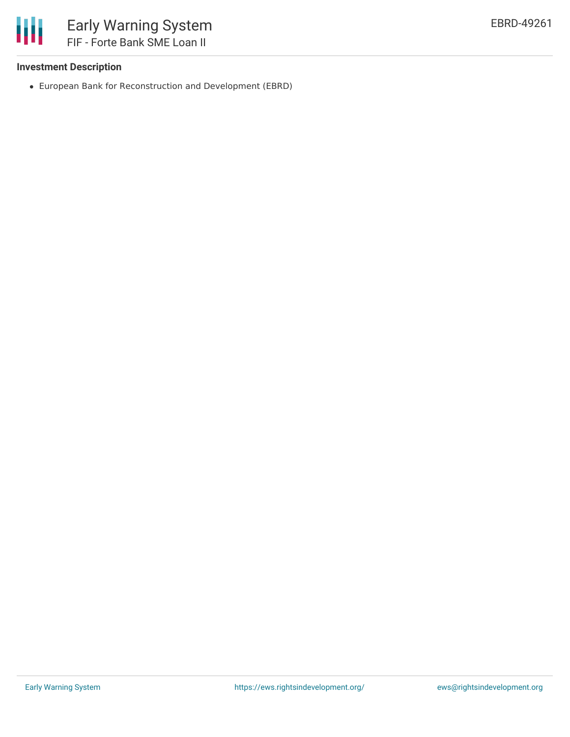### Investment Description

- European Bank for Reconstruction and Development (EBRD)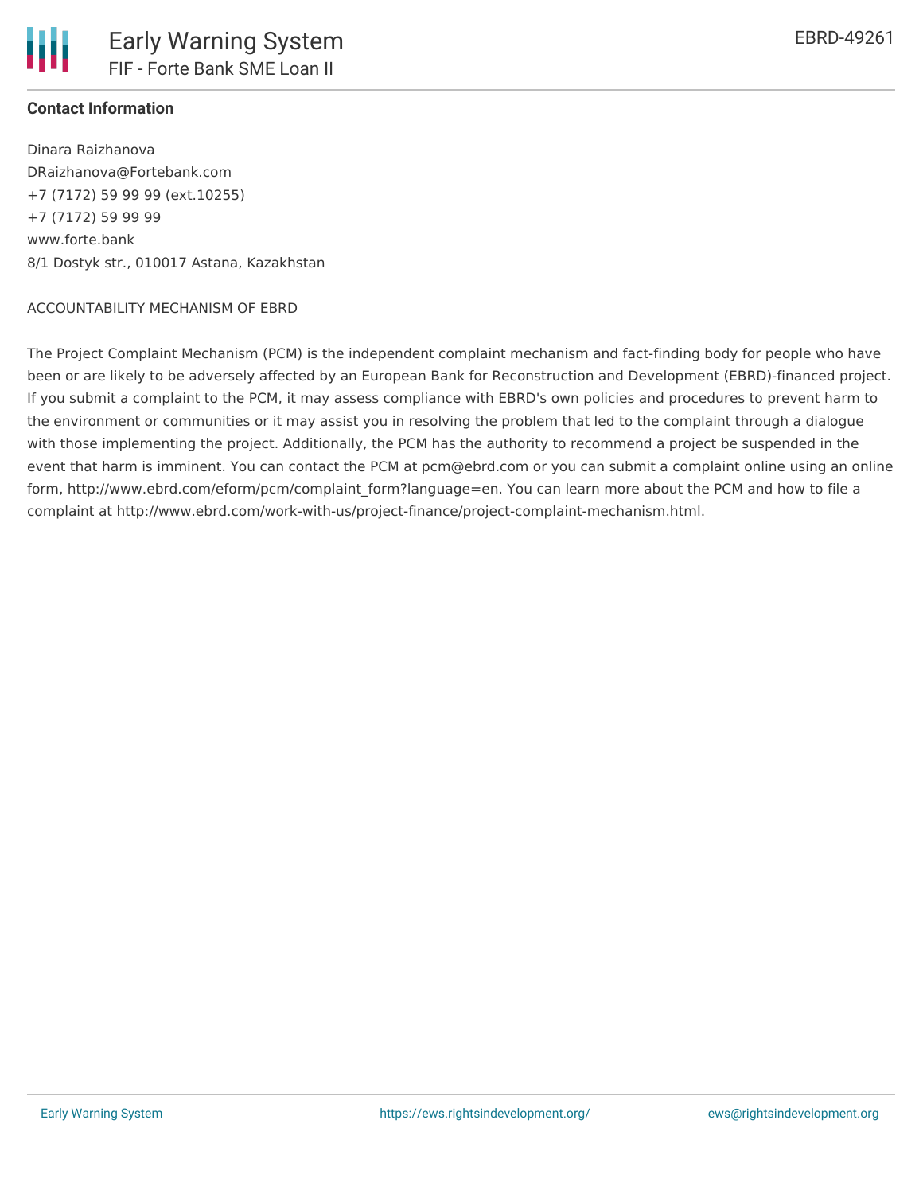**Contact Information**

Dinara Raizhanova
DRaizhanova@Fortebank.com
+7 (7172) 59 99 99 (ext.10255)
+7 (7172) 59 99 99
www.forte.bank
8/1 Dostyk str., 010017 Astana, Kazakhstan

ACCOUNTABILITY MECHANISM OF EBRD

The Project Complaint Mechanism (PCM) is the independent complaint mechanism and fact-finding body for people who have been or are likely to be adversely affected by an European Bank for Reconstruction and Development (EBRD)-financed project. If you submit a complaint to the PCM, it may assess compliance with EBRD's own policies and procedures to prevent harm to the environment or communities or it may assist you in resolving the problem that led to the complaint through a dialogue with those implementing the project. Additionally, the PCM has the authority to recommend a project be suspended in the event that harm is imminent. You can contact the PCM at pcm@ebrd.com or you can submit a complaint online using an online form, http://www.ebrd.com/eform/pcm/complaint_form?language=en. You can learn more about the PCM and how to file a complaint at http://www.ebrd.com/work-with-us/project-finance/project-complaint-mechanism.html.